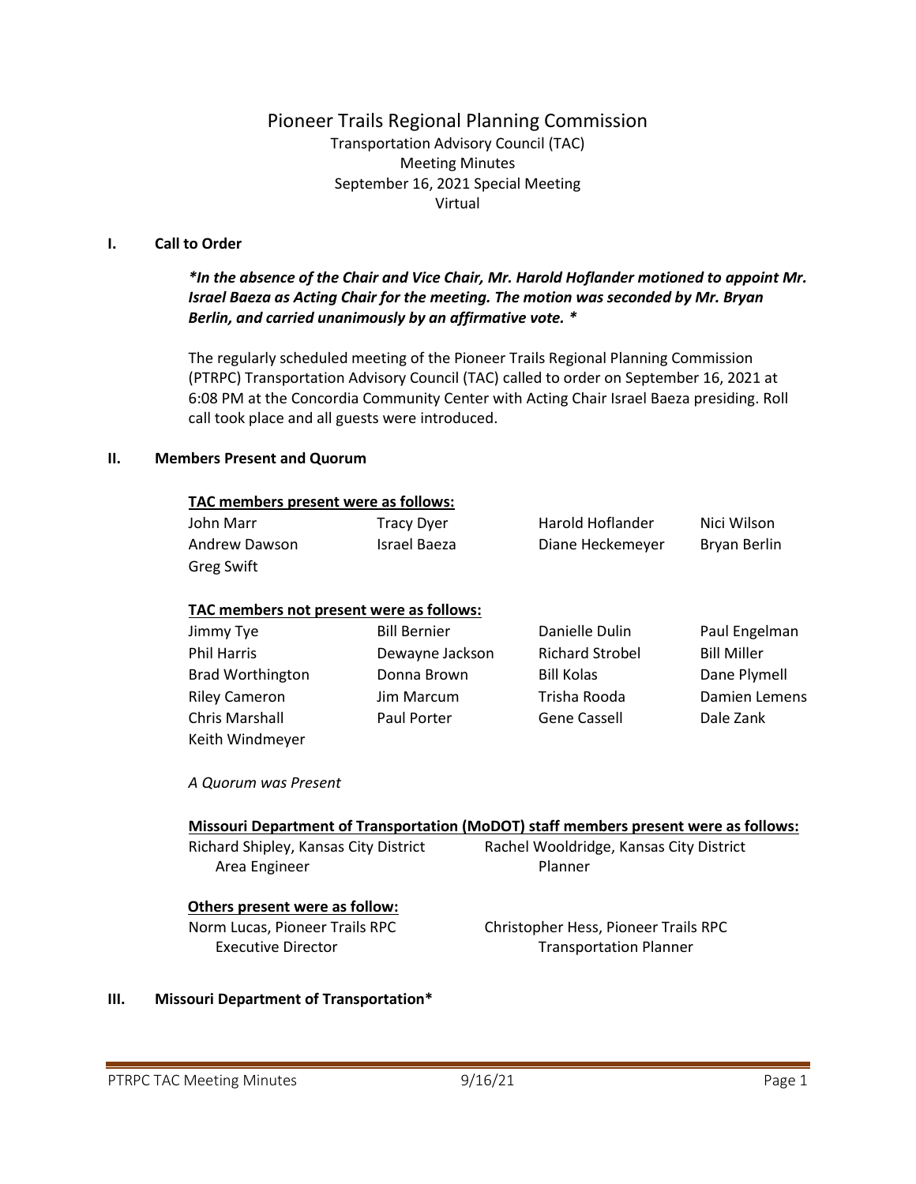# Pioneer Trails Regional Planning Commission

Transportation Advisory Council (TAC)
Meeting Minutes
September 16, 2021 Special Meeting
Virtual

## I. Call to Order

***In the absence of the Chair and Vice Chair, Mr. Harold Hoflander motioned to appoint Mr. Israel Baeza as Acting Chair for the meeting. The motion was seconded by Mr. Bryan Berlin, and carried unanimously by an affirmative vote. ****

The regularly scheduled meeting of the Pioneer Trails Regional Planning Commission (PTRPC) Transportation Advisory Council (TAC) called to order on September 16, 2021 at 6:08 PM at the Concordia Community Center with Acting Chair Israel Baeza presiding. Roll call took place and all guests were introduced.

## II. Members Present and Quorum

**TAC members present were as follows:**

| | | | |
|---|---|---|---|
| John Marr | Tracy Dyer | Harold Hoflander | Nici Wilson |
| Andrew Dawson | Israel Baeza | Diane Heckemeyer | Bryan Berlin |
| Greg Swift | | | |

**TAC members not present were as follows:**

| | | | |
|---|---|---|---|
| Jimmy Tye | Bill Bernier | Danielle Dulin | Paul Engelman |
| Phil Harris | Dewayne Jackson | Richard Strobel | Bill Miller |
| Brad Worthington | Donna Brown | Bill Kolas | Dane Plymell |
| Riley Cameron | Jim Marcum | Trisha Rooda | Damien Lemens |
| Chris Marshall | Paul Porter | Gene Cassell | Dale Zank |
| Keith Windmeyer | | | |

*A Quorum was Present*

**Missouri Department of Transportation (MoDOT) staff members present were as follows:**

Richard Shipley, Kansas City District Area Engineer
Rachel Wooldridge, Kansas City District Planner

**Others present were as follow:**

Norm Lucas, Pioneer Trails RPC Executive Director
Christopher Hess, Pioneer Trails RPC Transportation Planner

## III. Missouri Department of Transportation*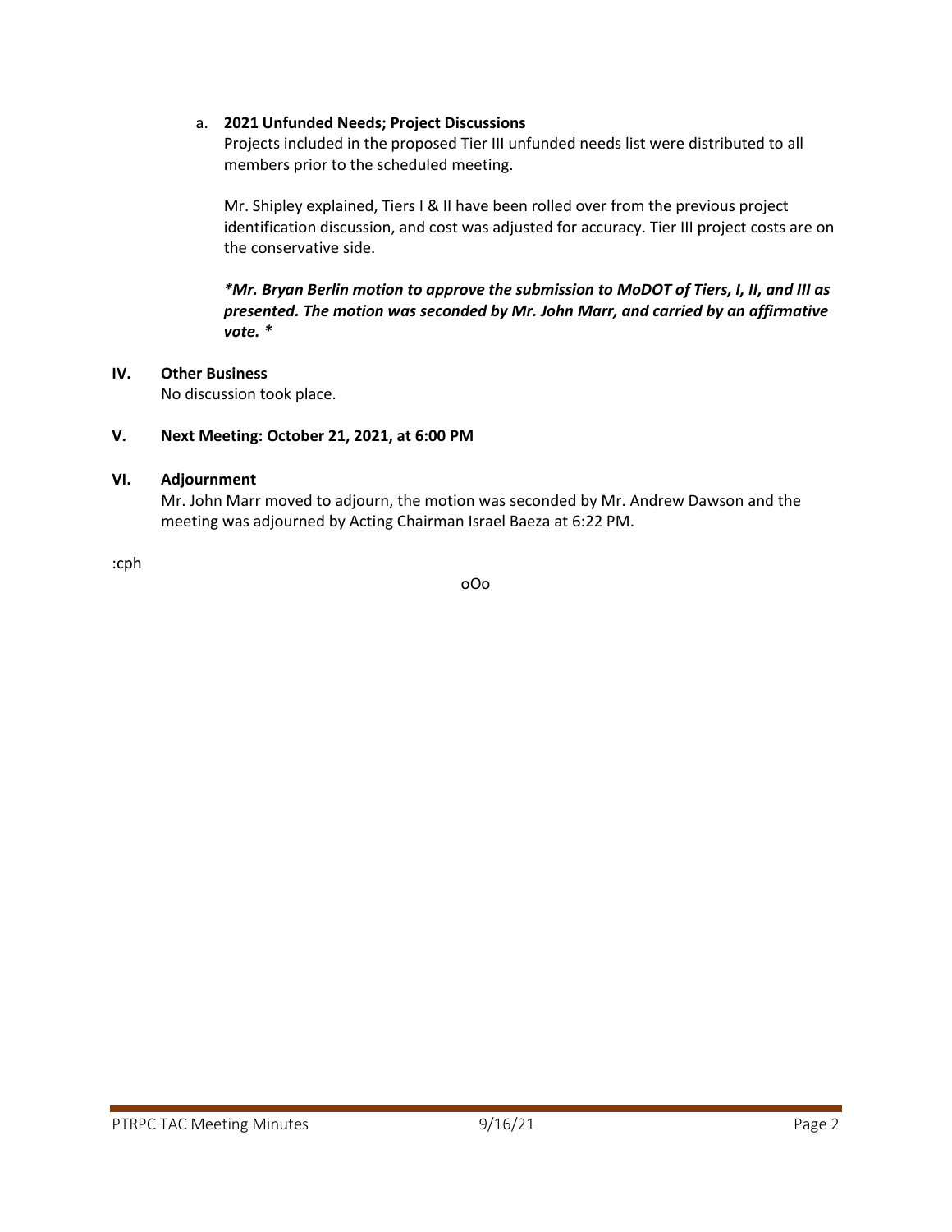a. **2021 Unfunded Needs; Project Discussions**

Projects included in the proposed Tier III unfunded needs list were distributed to all members prior to the scheduled meeting.

Mr. Shipley explained, Tiers I & II have been rolled over from the previous project identification discussion, and cost was adjusted for accuracy. Tier III project costs are on the conservative side.

***Mr. Bryan Berlin motion to approve the submission to MoDOT of Tiers, I, II, and III as presented. The motion was seconded by Mr. John Marr, and carried by an affirmative vote. ***

## IV. Other Business

No discussion took place.

## V. Next Meeting: October 21, 2021, at 6:00 PM

## VI. Adjournment

Mr. John Marr moved to adjourn, the motion was seconded by Mr. Andrew Dawson and the meeting was adjourned by Acting Chairman Israel Baeza at 6:22 PM.

:cph

oOo